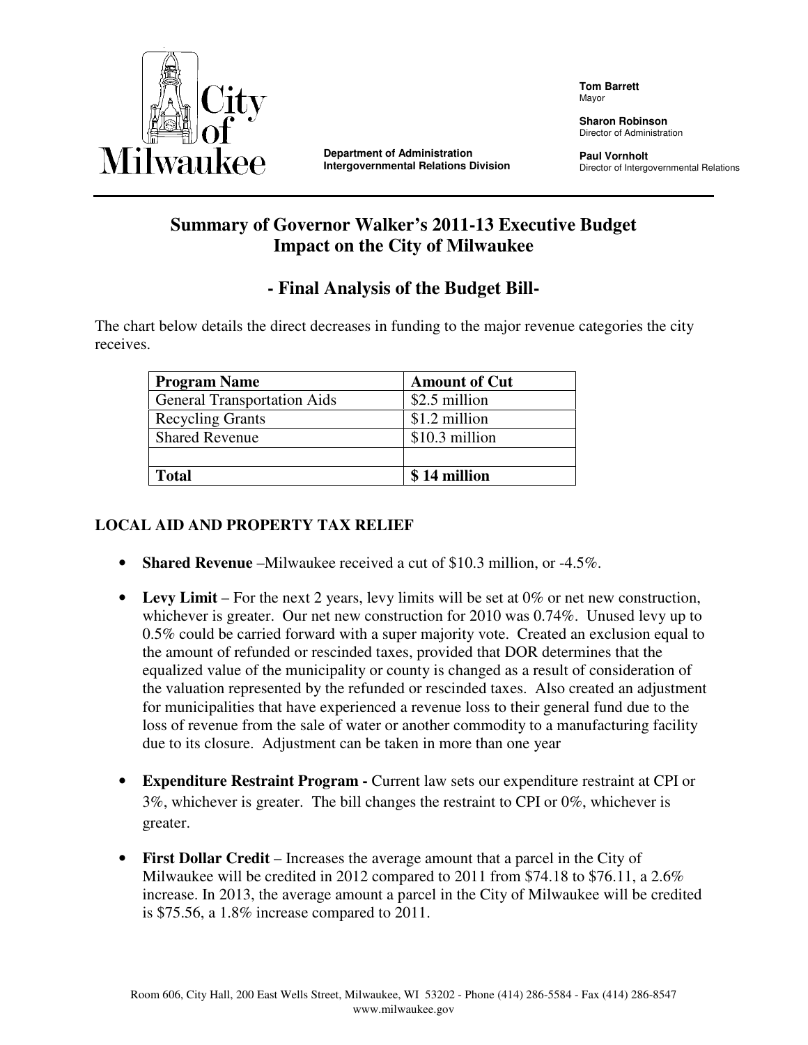City of Milwaukee

**Department of Administration**
**Intergovernmental Relations Division**

**Tom Barrett**
Mayor

**Sharon Robinson**
Director of Administration

**Paul Vornholt**
Director of Intergovernmental Relations

# Summary of Governor Walker's 2011-13 Executive Budget Impact on the City of Milwaukee

## - Final Analysis of the Budget Bill-

The chart below details the direct decreases in funding to the major revenue categories the city receives.

| Program Name | Amount of Cut |
|---|---|
| General Transportation Aids | $2.5 million |
| Recycling Grants | $1.2 million |
| Shared Revenue | $10.3 million |
| | |
| **Total** | **$ 14 million** |

### LOCAL AID AND PROPERTY TAX RELIEF

- **Shared Revenue** –Milwaukee received a cut of $10.3 million, or -4.5%.

- **Levy Limit** – For the next 2 years, levy limits will be set at 0% or net new construction, whichever is greater. Our net new construction for 2010 was 0.74%. Unused levy up to 0.5% could be carried forward with a super majority vote. Created an exclusion equal to the amount of refunded or rescinded taxes, provided that DOR determines that the equalized value of the municipality or county is changed as a result of consideration of the valuation represented by the refunded or rescinded taxes. Also created an adjustment for municipalities that have experienced a revenue loss to their general fund due to the loss of revenue from the sale of water or another commodity to a manufacturing facility due to its closure. Adjustment can be taken in more than one year

- **Expenditure Restraint Program -** Current law sets our expenditure restraint at CPI or 3%, whichever is greater. The bill changes the restraint to CPI or 0%, whichever is greater.

- **First Dollar Credit** – Increases the average amount that a parcel in the City of Milwaukee will be credited in 2012 compared to 2011 from $74.18 to $76.11, a 2.6% increase. In 2013, the average amount a parcel in the City of Milwaukee will be credited is $75.56, a 1.8% increase compared to 2011.

Room 606, City Hall, 200 East Wells Street, Milwaukee, WI 53202 - Phone (414) 286-5584 - Fax (414) 286-8547
www.milwaukee.gov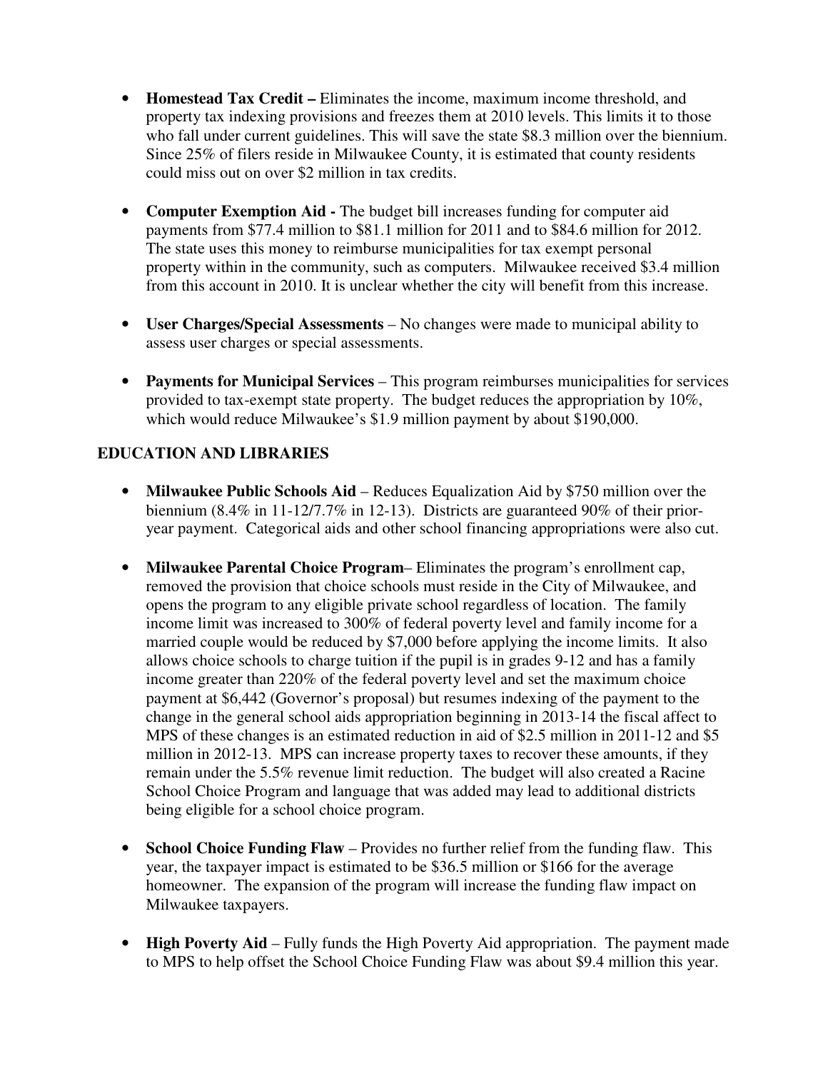- **Homestead Tax Credit –** Eliminates the income, maximum income threshold, and property tax indexing provisions and freezes them at 2010 levels. This limits it to those who fall under current guidelines. This will save the state $8.3 million over the biennium. Since 25% of filers reside in Milwaukee County, it is estimated that county residents could miss out on over $2 million in tax credits.

- **Computer Exemption Aid -** The budget bill increases funding for computer aid payments from $77.4 million to $81.1 million for 2011 and to $84.6 million for 2012. The state uses this money to reimburse municipalities for tax exempt personal property within in the community, such as computers. Milwaukee received $3.4 million from this account in 2010. It is unclear whether the city will benefit from this increase.

- **User Charges/Special Assessments** – No changes were made to municipal ability to assess user charges or special assessments.

- **Payments for Municipal Services** – This program reimburses municipalities for services provided to tax-exempt state property. The budget reduces the appropriation by 10%, which would reduce Milwaukee's $1.9 million payment by about $190,000.

## EDUCATION AND LIBRARIES

- **Milwaukee Public Schools Aid** – Reduces Equalization Aid by $750 million over the biennium (8.4% in 11-12/7.7% in 12-13). Districts are guaranteed 90% of their prior-year payment. Categorical aids and other school financing appropriations were also cut.

- **Milwaukee Parental Choice Program**– Eliminates the program's enrollment cap, removed the provision that choice schools must reside in the City of Milwaukee, and opens the program to any eligible private school regardless of location. The family income limit was increased to 300% of federal poverty level and family income for a married couple would be reduced by $7,000 before applying the income limits. It also allows choice schools to charge tuition if the pupil is in grades 9-12 and has a family income greater than 220% of the federal poverty level and set the maximum choice payment at $6,442 (Governor's proposal) but resumes indexing of the payment to the change in the general school aids appropriation beginning in 2013-14 the fiscal affect to MPS of these changes is an estimated reduction in aid of $2.5 million in 2011-12 and $5 million in 2012-13. MPS can increase property taxes to recover these amounts, if they remain under the 5.5% revenue limit reduction. The budget will also created a Racine School Choice Program and language that was added may lead to additional districts being eligible for a school choice program.

- **School Choice Funding Flaw** – Provides no further relief from the funding flaw. This year, the taxpayer impact is estimated to be $36.5 million or $166 for the average homeowner. The expansion of the program will increase the funding flaw impact on Milwaukee taxpayers.

- **High Poverty Aid** – Fully funds the High Poverty Aid appropriation. The payment made to MPS to help offset the School Choice Funding Flaw was about $9.4 million this year.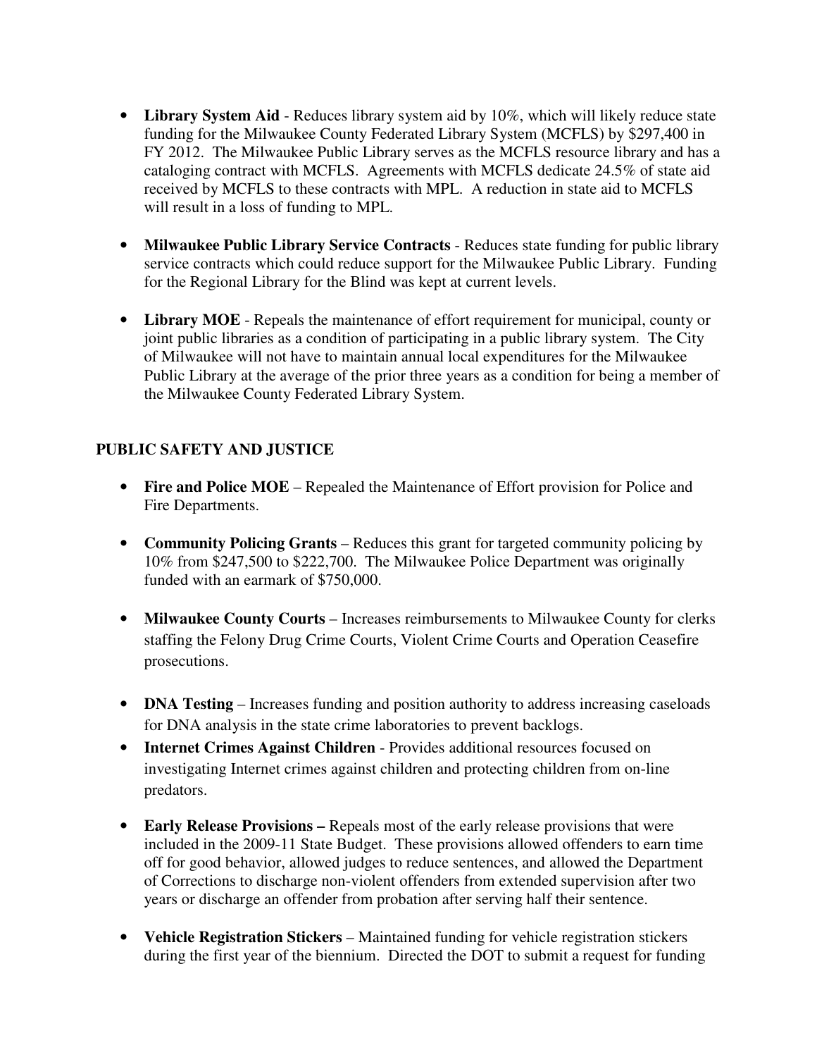- **Library System Aid** - Reduces library system aid by 10%, which will likely reduce state funding for the Milwaukee County Federated Library System (MCFLS) by $297,400 in FY 2012. The Milwaukee Public Library serves as the MCFLS resource library and has a cataloging contract with MCFLS. Agreements with MCFLS dedicate 24.5% of state aid received by MCFLS to these contracts with MPL. A reduction in state aid to MCFLS will result in a loss of funding to MPL.

- **Milwaukee Public Library Service Contracts** - Reduces state funding for public library service contracts which could reduce support for the Milwaukee Public Library. Funding for the Regional Library for the Blind was kept at current levels.

- **Library MOE** - Repeals the maintenance of effort requirement for municipal, county or joint public libraries as a condition of participating in a public library system. The City of Milwaukee will not have to maintain annual local expenditures for the Milwaukee Public Library at the average of the prior three years as a condition for being a member of the Milwaukee County Federated Library System.

## PUBLIC SAFETY AND JUSTICE

- **Fire and Police MOE** – Repealed the Maintenance of Effort provision for Police and Fire Departments.

- **Community Policing Grants** – Reduces this grant for targeted community policing by 10% from $247,500 to $222,700. The Milwaukee Police Department was originally funded with an earmark of $750,000.

- **Milwaukee County Courts** – Increases reimbursements to Milwaukee County for clerks staffing the Felony Drug Crime Courts, Violent Crime Courts and Operation Ceasefire prosecutions.

- **DNA Testing** – Increases funding and position authority to address increasing caseloads for DNA analysis in the state crime laboratories to prevent backlogs.
- **Internet Crimes Against Children** - Provides additional resources focused on investigating Internet crimes against children and protecting children from on-line predators.

- **Early Release Provisions –** Repeals most of the early release provisions that were included in the 2009-11 State Budget. These provisions allowed offenders to earn time off for good behavior, allowed judges to reduce sentences, and allowed the Department of Corrections to discharge non-violent offenders from extended supervision after two years or discharge an offender from probation after serving half their sentence.

- **Vehicle Registration Stickers** – Maintained funding for vehicle registration stickers during the first year of the biennium. Directed the DOT to submit a request for funding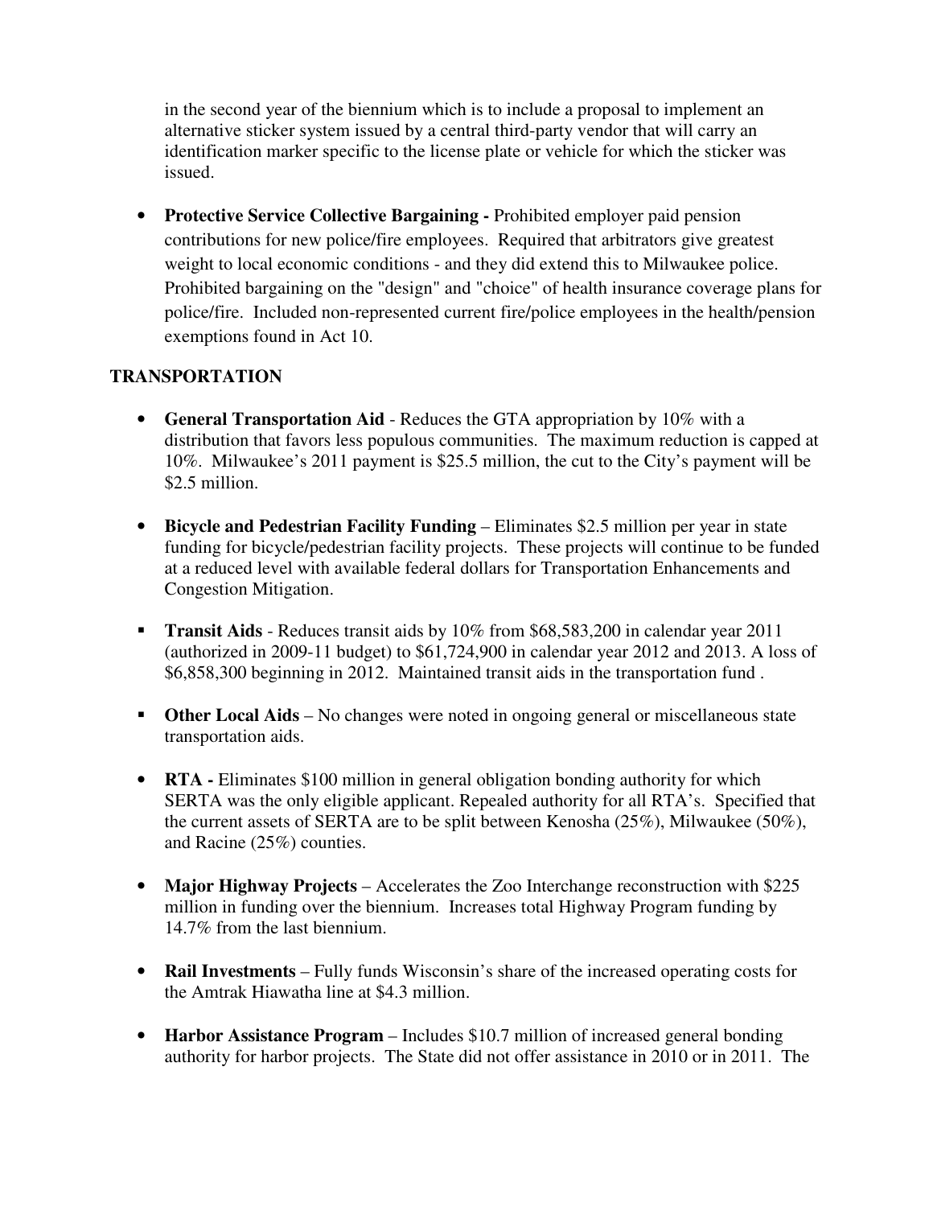in the second year of the biennium which is to include a proposal to implement an alternative sticker system issued by a central third-party vendor that will carry an identification marker specific to the license plate or vehicle for which the sticker was issued.

- **Protective Service Collective Bargaining -** Prohibited employer paid pension contributions for new police/fire employees. Required that arbitrators give greatest weight to local economic conditions - and they did extend this to Milwaukee police. Prohibited bargaining on the "design" and "choice" of health insurance coverage plans for police/fire. Included non-represented current fire/police employees in the health/pension exemptions found in Act 10.

## TRANSPORTATION

- **General Transportation Aid** - Reduces the GTA appropriation by 10% with a distribution that favors less populous communities. The maximum reduction is capped at 10%. Milwaukee's 2011 payment is $25.5 million, the cut to the City's payment will be $2.5 million.

- **Bicycle and Pedestrian Facility Funding** – Eliminates $2.5 million per year in state funding for bicycle/pedestrian facility projects. These projects will continue to be funded at a reduced level with available federal dollars for Transportation Enhancements and Congestion Mitigation.

- **Transit Aids** - Reduces transit aids by 10% from $68,583,200 in calendar year 2011 (authorized in 2009-11 budget) to $61,724,900 in calendar year 2012 and 2013. A loss of $6,858,300 beginning in 2012. Maintained transit aids in the transportation fund .

- **Other Local Aids** – No changes were noted in ongoing general or miscellaneous state transportation aids.

- **RTA -** Eliminates $100 million in general obligation bonding authority for which SERTA was the only eligible applicant. Repealed authority for all RTA's. Specified that the current assets of SERTA are to be split between Kenosha (25%), Milwaukee (50%), and Racine (25%) counties.

- **Major Highway Projects** – Accelerates the Zoo Interchange reconstruction with $225 million in funding over the biennium. Increases total Highway Program funding by 14.7% from the last biennium.

- **Rail Investments** – Fully funds Wisconsin's share of the increased operating costs for the Amtrak Hiawatha line at $4.3 million.

- **Harbor Assistance Program** – Includes $10.7 million of increased general bonding authority for harbor projects. The State did not offer assistance in 2010 or in 2011. The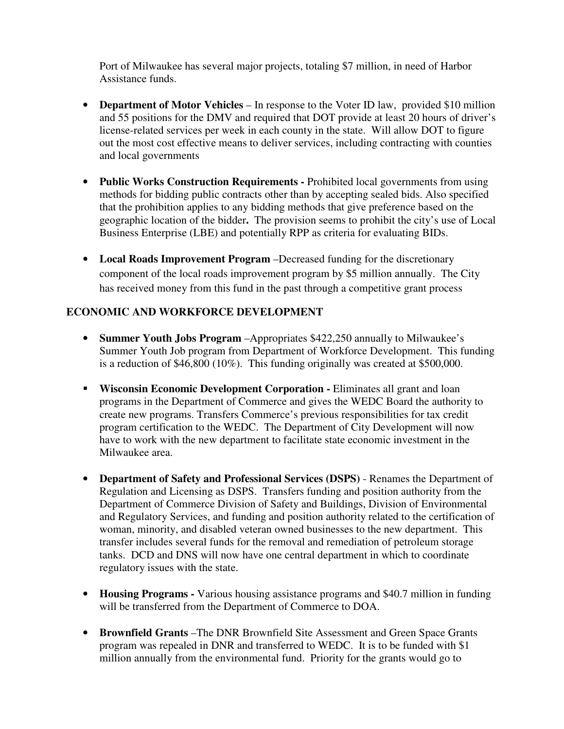Port of Milwaukee has several major projects, totaling $7 million, in need of Harbor Assistance funds.

- **Department of Motor Vehicles** – In response to the Voter ID law, provided $10 million and 55 positions for the DMV and required that DOT provide at least 20 hours of driver's license-related services per week in each county in the state. Will allow DOT to figure out the most cost effective means to deliver services, including contracting with counties and local governments

- **Public Works Construction Requirements -** Prohibited local governments from using methods for bidding public contracts other than by accepting sealed bids. Also specified that the prohibition applies to any bidding methods that give preference based on the geographic location of the bidder**.** The provision seems to prohibit the city's use of Local Business Enterprise (LBE) and potentially RPP as criteria for evaluating BIDs.

- **Local Roads Improvement Program** –Decreased funding for the discretionary component of the local roads improvement program by $5 million annually. The City has received money from this fund in the past through a competitive grant process

## ECONOMIC AND WORKFORCE DEVELOPMENT

- **Summer Youth Jobs Program** –Appropriates $422,250 annually to Milwaukee's Summer Youth Job program from Department of Workforce Development. This funding is a reduction of $46,800 (10%). This funding originally was created at $500,000.

- **Wisconsin Economic Development Corporation -** Eliminates all grant and loan programs in the Department of Commerce and gives the WEDC Board the authority to create new programs. Transfers Commerce's previous responsibilities for tax credit program certification to the WEDC. The Department of City Development will now have to work with the new department to facilitate state economic investment in the Milwaukee area.

- **Department of Safety and Professional Services (DSPS)** - Renames the Department of Regulation and Licensing as DSPS. Transfers funding and position authority from the Department of Commerce Division of Safety and Buildings, Division of Environmental and Regulatory Services, and funding and position authority related to the certification of woman, minority, and disabled veteran owned businesses to the new department. This transfer includes several funds for the removal and remediation of petroleum storage tanks. DCD and DNS will now have one central department in which to coordinate regulatory issues with the state.

- **Housing Programs -** Various housing assistance programs and $40.7 million in funding will be transferred from the Department of Commerce to DOA.

- **Brownfield Grants** –The DNR Brownfield Site Assessment and Green Space Grants program was repealed in DNR and transferred to WEDC. It is to be funded with $1 million annually from the environmental fund. Priority for the grants would go to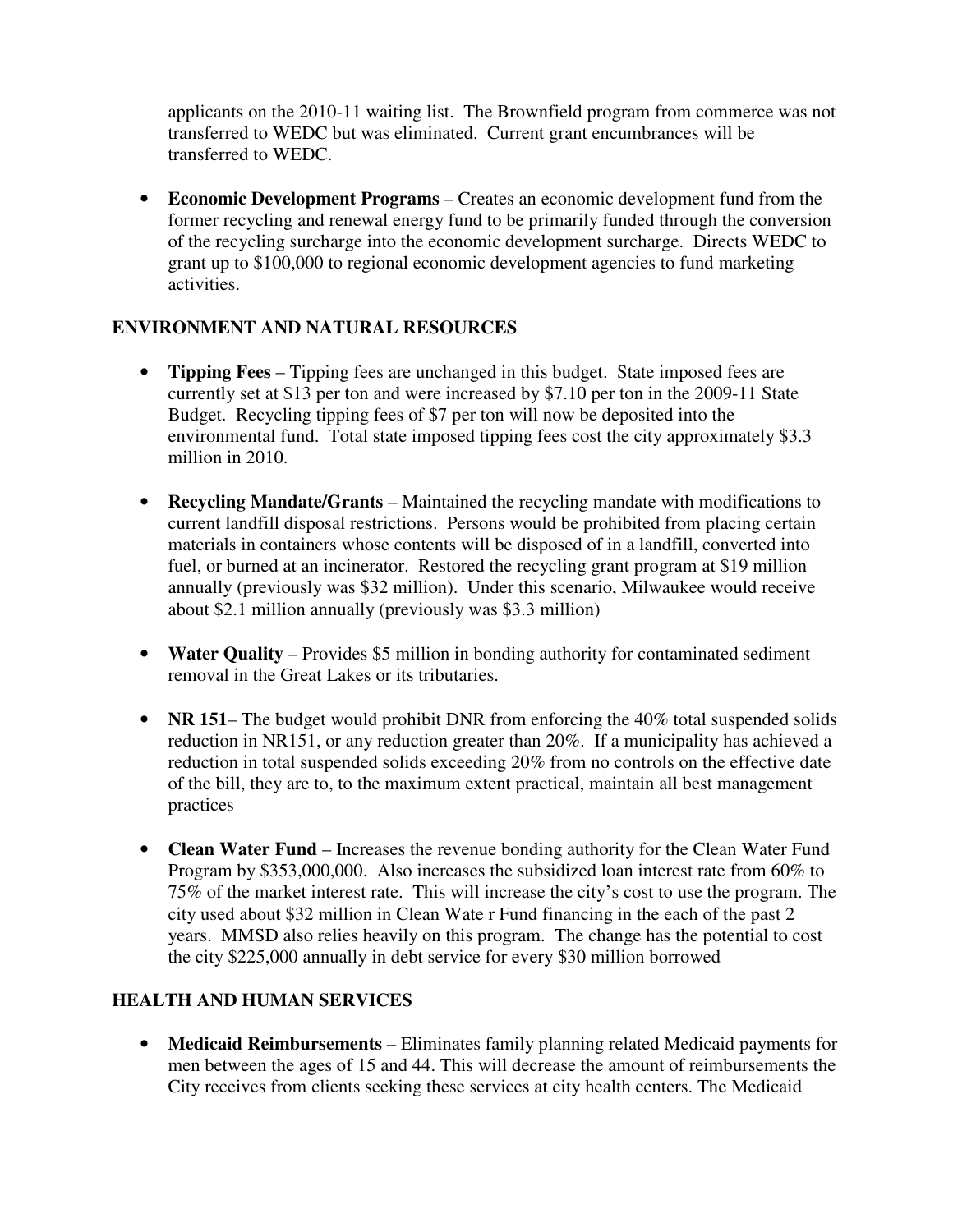applicants on the 2010-11 waiting list. The Brownfield program from commerce was not transferred to WEDC but was eliminated. Current grant encumbrances will be transferred to WEDC.

- **Economic Development Programs** – Creates an economic development fund from the former recycling and renewal energy fund to be primarily funded through the conversion of the recycling surcharge into the economic development surcharge. Directs WEDC to grant up to $100,000 to regional economic development agencies to fund marketing activities.

## ENVIRONMENT AND NATURAL RESOURCES

- **Tipping Fees** – Tipping fees are unchanged in this budget. State imposed fees are currently set at $13 per ton and were increased by $7.10 per ton in the 2009-11 State Budget. Recycling tipping fees of $7 per ton will now be deposited into the environmental fund. Total state imposed tipping fees cost the city approximately $3.3 million in 2010.

- **Recycling Mandate/Grants** – Maintained the recycling mandate with modifications to current landfill disposal restrictions. Persons would be prohibited from placing certain materials in containers whose contents will be disposed of in a landfill, converted into fuel, or burned at an incinerator. Restored the recycling grant program at $19 million annually (previously was $32 million). Under this scenario, Milwaukee would receive about $2.1 million annually (previously was $3.3 million)

- **Water Quality** – Provides $5 million in bonding authority for contaminated sediment removal in the Great Lakes or its tributaries.

- **NR 151**– The budget would prohibit DNR from enforcing the 40% total suspended solids reduction in NR151, or any reduction greater than 20%. If a municipality has achieved a reduction in total suspended solids exceeding 20% from no controls on the effective date of the bill, they are to, to the maximum extent practical, maintain all best management practices

- **Clean Water Fund** – Increases the revenue bonding authority for the Clean Water Fund Program by $353,000,000. Also increases the subsidized loan interest rate from 60% to 75% of the market interest rate. This will increase the city's cost to use the program. The city used about $32 million in Clean Wate r Fund financing in the each of the past 2 years. MMSD also relies heavily on this program. The change has the potential to cost the city $225,000 annually in debt service for every $30 million borrowed

## HEALTH AND HUMAN SERVICES

- **Medicaid Reimbursements** – Eliminates family planning related Medicaid payments for men between the ages of 15 and 44. This will decrease the amount of reimbursements the City receives from clients seeking these services at city health centers. The Medicaid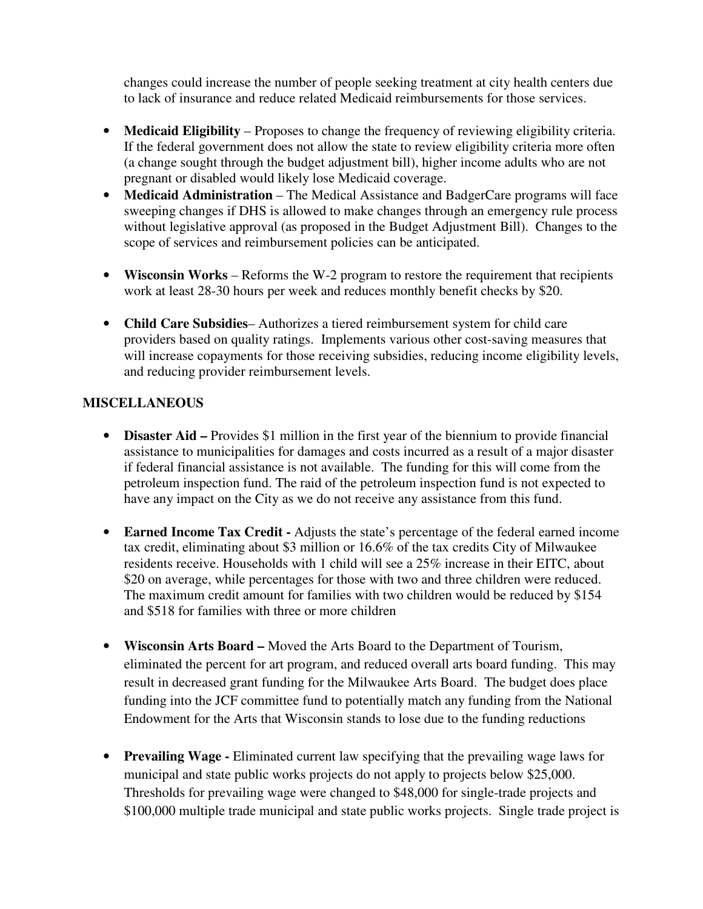changes could increase the number of people seeking treatment at city health centers due to lack of insurance and reduce related Medicaid reimbursements for those services.

- **Medicaid Eligibility** – Proposes to change the frequency of reviewing eligibility criteria. If the federal government does not allow the state to review eligibility criteria more often (a change sought through the budget adjustment bill), higher income adults who are not pregnant or disabled would likely lose Medicaid coverage.
- **Medicaid Administration** – The Medical Assistance and BadgerCare programs will face sweeping changes if DHS is allowed to make changes through an emergency rule process without legislative approval (as proposed in the Budget Adjustment Bill). Changes to the scope of services and reimbursement policies can be anticipated.
- **Wisconsin Works** – Reforms the W-2 program to restore the requirement that recipients work at least 28-30 hours per week and reduces monthly benefit checks by $20.
- **Child Care Subsidies**– Authorizes a tiered reimbursement system for child care providers based on quality ratings. Implements various other cost-saving measures that will increase copayments for those receiving subsidies, reducing income eligibility levels, and reducing provider reimbursement levels.

**MISCELLANEOUS**

- **Disaster Aid –** Provides $1 million in the first year of the biennium to provide financial assistance to municipalities for damages and costs incurred as a result of a major disaster if federal financial assistance is not available. The funding for this will come from the petroleum inspection fund. The raid of the petroleum inspection fund is not expected to have any impact on the City as we do not receive any assistance from this fund.
- **Earned Income Tax Credit -** Adjusts the state's percentage of the federal earned income tax credit, eliminating about $3 million or 16.6% of the tax credits City of Milwaukee residents receive. Households with 1 child will see a 25% increase in their EITC, about $20 on average, while percentages for those with two and three children were reduced. The maximum credit amount for families with two children would be reduced by $154 and $518 for families with three or more children
- **Wisconsin Arts Board –** Moved the Arts Board to the Department of Tourism, eliminated the percent for art program, and reduced overall arts board funding. This may result in decreased grant funding for the Milwaukee Arts Board. The budget does place funding into the JCF committee fund to potentially match any funding from the National Endowment for the Arts that Wisconsin stands to lose due to the funding reductions
- **Prevailing Wage -** Eliminated current law specifying that the prevailing wage laws for municipal and state public works projects do not apply to projects below $25,000. Thresholds for prevailing wage were changed to $48,000 for single-trade projects and $100,000 multiple trade municipal and state public works projects. Single trade project is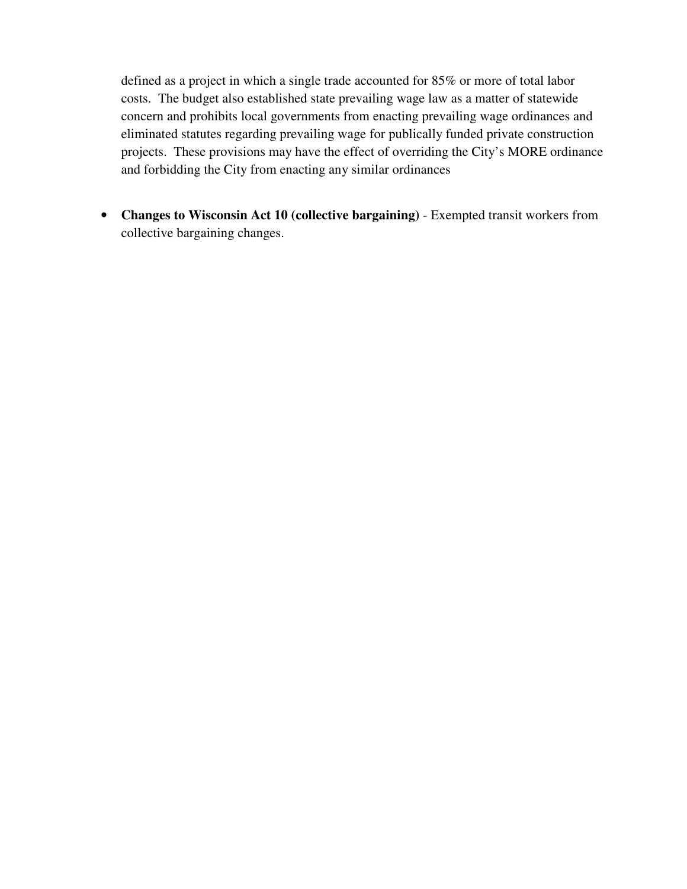defined as a project in which a single trade accounted for 85% or more of total labor costs. The budget also established state prevailing wage law as a matter of statewide concern and prohibits local governments from enacting prevailing wage ordinances and eliminated statutes regarding prevailing wage for publically funded private construction projects. These provisions may have the effect of overriding the City's MORE ordinance and forbidding the City from enacting any similar ordinances

- **Changes to Wisconsin Act 10 (collective bargaining)** - Exempted transit workers from collective bargaining changes.